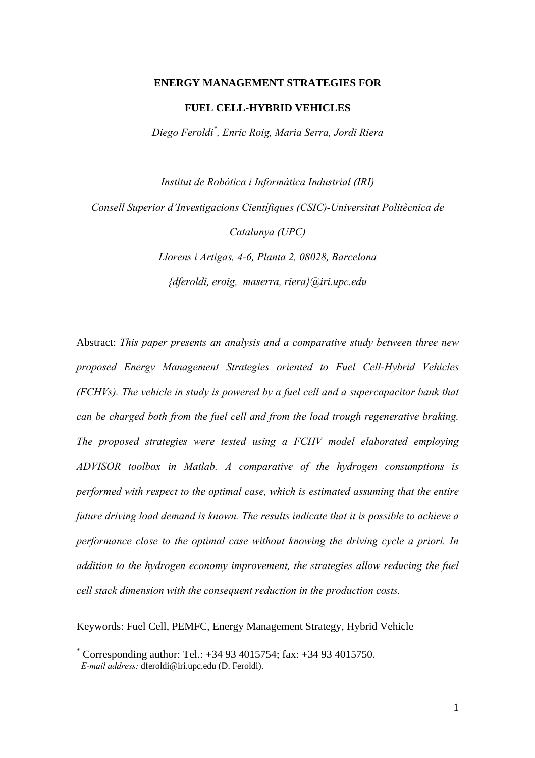# ENERGY MANAGEMENT STRATEGIES FOR FUEL CELL-HYBRID VEHICLES

*Diego Feroldi[*], Enric Roig, Maria Serra, Jordi Riera*

*Institut de Robòtica i Informàtica Industrial (IRI)*

*Consell Superior d'Investigacions Científiques (CSIC)-Universitat Politècnica de Catalunya (UPC)*

*Llorens i Artigas, 4-6, Planta 2, 08028, Barcelona*

*{dferoldi, eroig, maserra, riera}@iri.upc.edu*

Abstract: *This paper presents an analysis and a comparative study between three new proposed Energy Management Strategies oriented to Fuel Cell-Hybrid Vehicles (FCHVs). The vehicle in study is powered by a fuel cell and a supercapacitor bank that can be charged both from the fuel cell and from the load trough regenerative braking. The proposed strategies were tested using a FCHV model elaborated employing ADVISOR toolbox in Matlab. A comparative of the hydrogen consumptions is performed with respect to the optimal case, which is estimated assuming that the entire future driving load demand is known. The results indicate that it is possible to achieve a performance close to the optimal case without knowing the driving cycle a priori. In addition to the hydrogen economy improvement, the strategies allow reducing the fuel cell stack dimension with the consequent reduction in the production costs.*

Keywords: Fuel Cell, PEMFC, Energy Management Strategy, Hybrid Vehicle

---

[*] Corresponding author: Tel.: +34 93 4015754; fax: +34 93 4015750.
*E-mail address:* dferoldi@iri.upc.edu (D. Feroldi).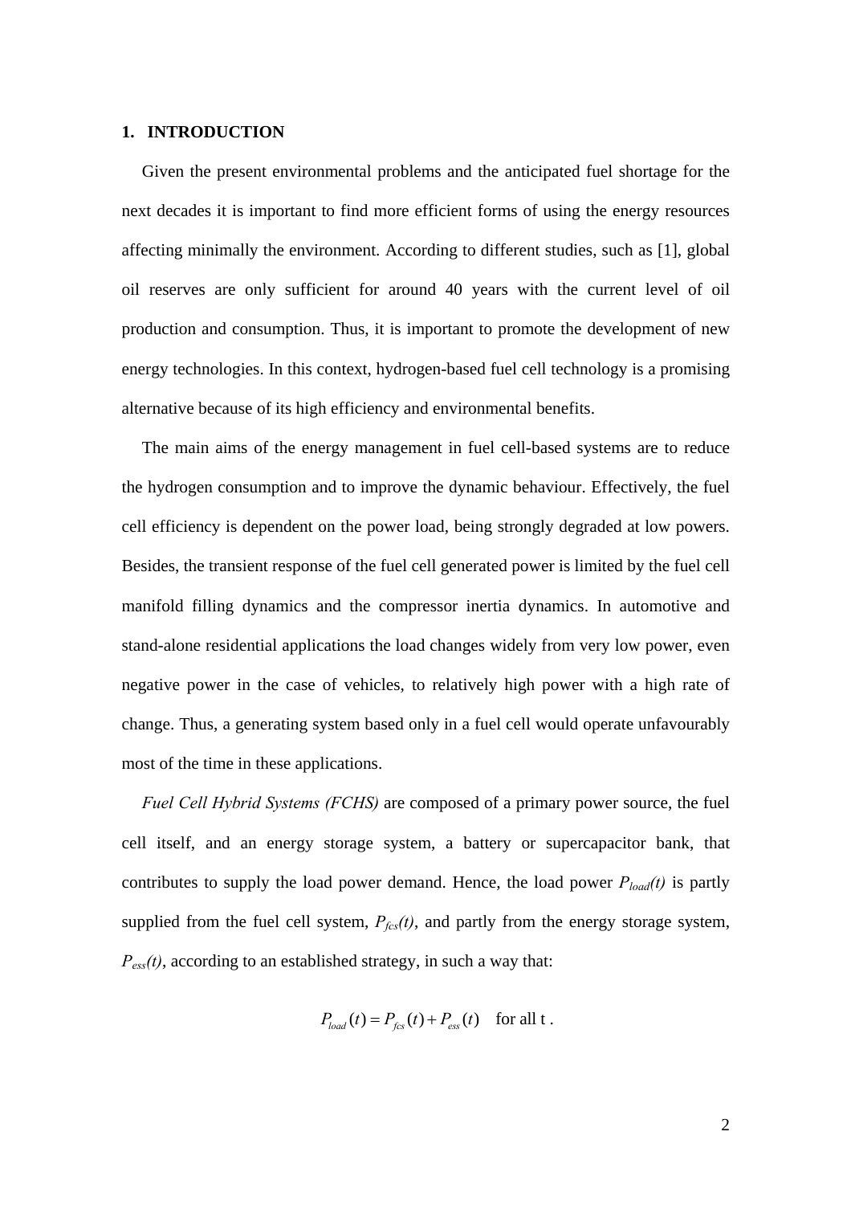## 1. INTRODUCTION

Given the present environmental problems and the anticipated fuel shortage for the next decades it is important to find more efficient forms of using the energy resources affecting minimally the environment. According to different studies, such as [1], global oil reserves are only sufficient for around 40 years with the current level of oil production and consumption. Thus, it is important to promote the development of new energy technologies. In this context, hydrogen-based fuel cell technology is a promising alternative because of its high efficiency and environmental benefits.

The main aims of the energy management in fuel cell-based systems are to reduce the hydrogen consumption and to improve the dynamic behaviour. Effectively, the fuel cell efficiency is dependent on the power load, being strongly degraded at low powers. Besides, the transient response of the fuel cell generated power is limited by the fuel cell manifold filling dynamics and the compressor inertia dynamics. In automotive and stand-alone residential applications the load changes widely from very low power, even negative power in the case of vehicles, to relatively high power with a high rate of change. Thus, a generating system based only in a fuel cell would operate unfavourably most of the time in these applications.

*Fuel Cell Hybrid Systems (FCHS)* are composed of a primary power source, the fuel cell itself, and an energy storage system, a battery or supercapacitor bank, that contributes to supply the load power demand. Hence, the load power $P_{load}(t)$ is partly supplied from the fuel cell system, $P_{fcs}(t)$, and partly from the energy storage system, $P_{ess}(t)$, according to an established strategy, in such a way that:

$$P_{load}(t) = P_{fcs}(t) + P_{ess}(t) \quad \text{for all t .}$$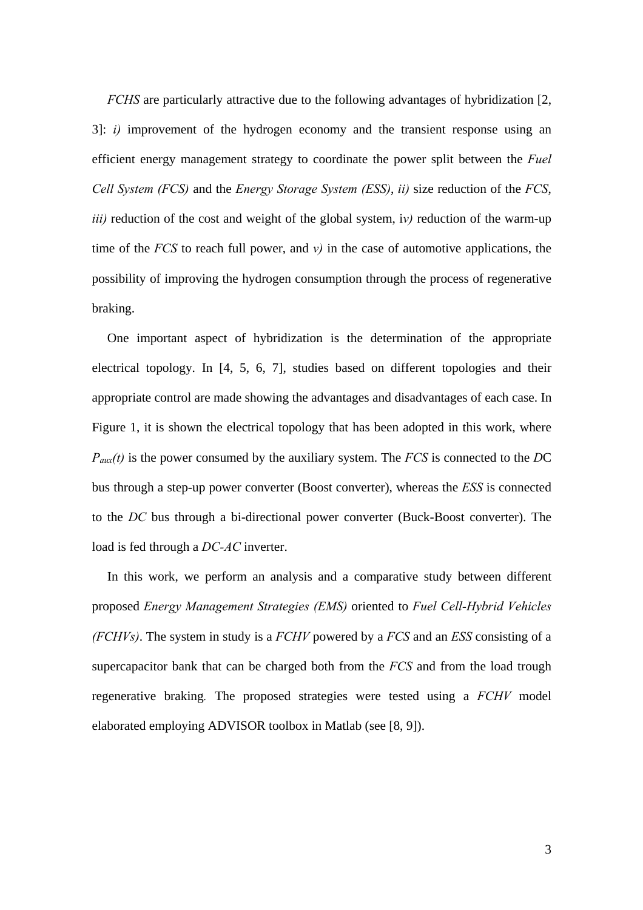*FCHS* are particularly attractive due to the following advantages of hybridization [2, 3]: *i)* improvement of the hydrogen economy and the transient response using an efficient energy management strategy to coordinate the power split between the *Fuel Cell System (FCS)* and the *Energy Storage System (ESS)*, *ii)* size reduction of the *FCS*, *iii)* reduction of the cost and weight of the global system, i*v)* reduction of the warm-up time of the *FCS* to reach full power, and *v)* in the case of automotive applications, the possibility of improving the hydrogen consumption through the process of regenerative braking.

One important aspect of hybridization is the determination of the appropriate electrical topology. In [4, 5, 6, 7], studies based on different topologies and their appropriate control are made showing the advantages and disadvantages of each case. In Figure 1, it is shown the electrical topology that has been adopted in this work, where $P_{aux}(t)$ is the power consumed by the auxiliary system. The *FCS* is connected to the *D*C bus through a step-up power converter (Boost converter), whereas the *ESS* is connected to the *DC* bus through a bi-directional power converter (Buck-Boost converter). The load is fed through a *DC-AC* inverter.

In this work, we perform an analysis and a comparative study between different proposed *Energy Management Strategies (EMS)* oriented to *Fuel Cell-Hybrid Vehicles (FCHVs)*. The system in study is a *FCHV* powered by a *FCS* and an *ESS* consisting of a supercapacitor bank that can be charged both from the *FCS* and from the load trough regenerative braking. The proposed strategies were tested using a *FCHV* model elaborated employing ADVISOR toolbox in Matlab (see [8, 9]).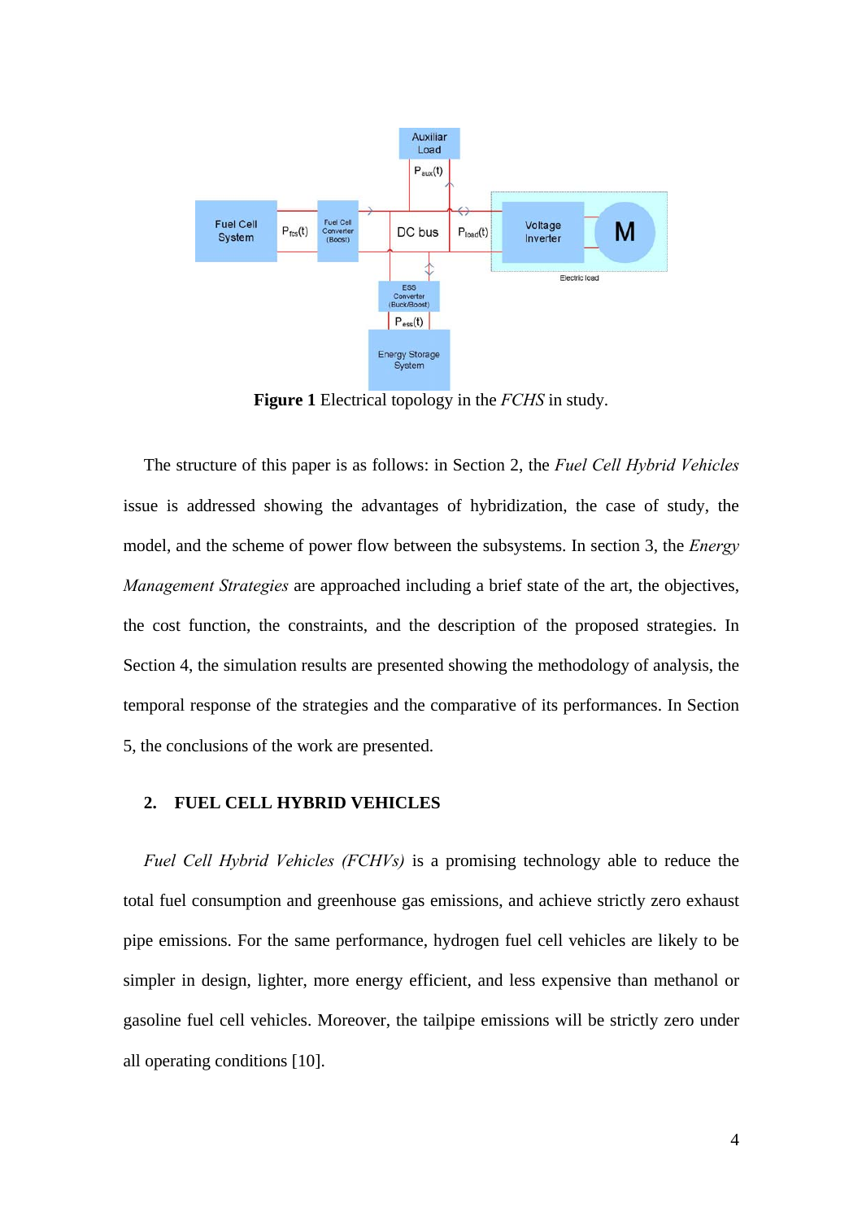**Figure 1** Electrical topology in the *FCHS* in study.

The structure of this paper is as follows: in Section 2, the *Fuel Cell Hybrid Vehicles* issue is addressed showing the advantages of hybridization, the case of study, the model, and the scheme of power flow between the subsystems. In section 3, the *Energy Management Strategies* are approached including a brief state of the art, the objectives, the cost function, the constraints, and the description of the proposed strategies. In Section 4, the simulation results are presented showing the methodology of analysis, the temporal response of the strategies and the comparative of its performances. In Section 5, the conclusions of the work are presented.

## 2. FUEL CELL HYBRID VEHICLES

*Fuel Cell Hybrid Vehicles (FCHVs)* is a promising technology able to reduce the total fuel consumption and greenhouse gas emissions, and achieve strictly zero exhaust pipe emissions. For the same performance, hydrogen fuel cell vehicles are likely to be simpler in design, lighter, more energy efficient, and less expensive than methanol or gasoline fuel cell vehicles. Moreover, the tailpipe emissions will be strictly zero under all operating conditions [10].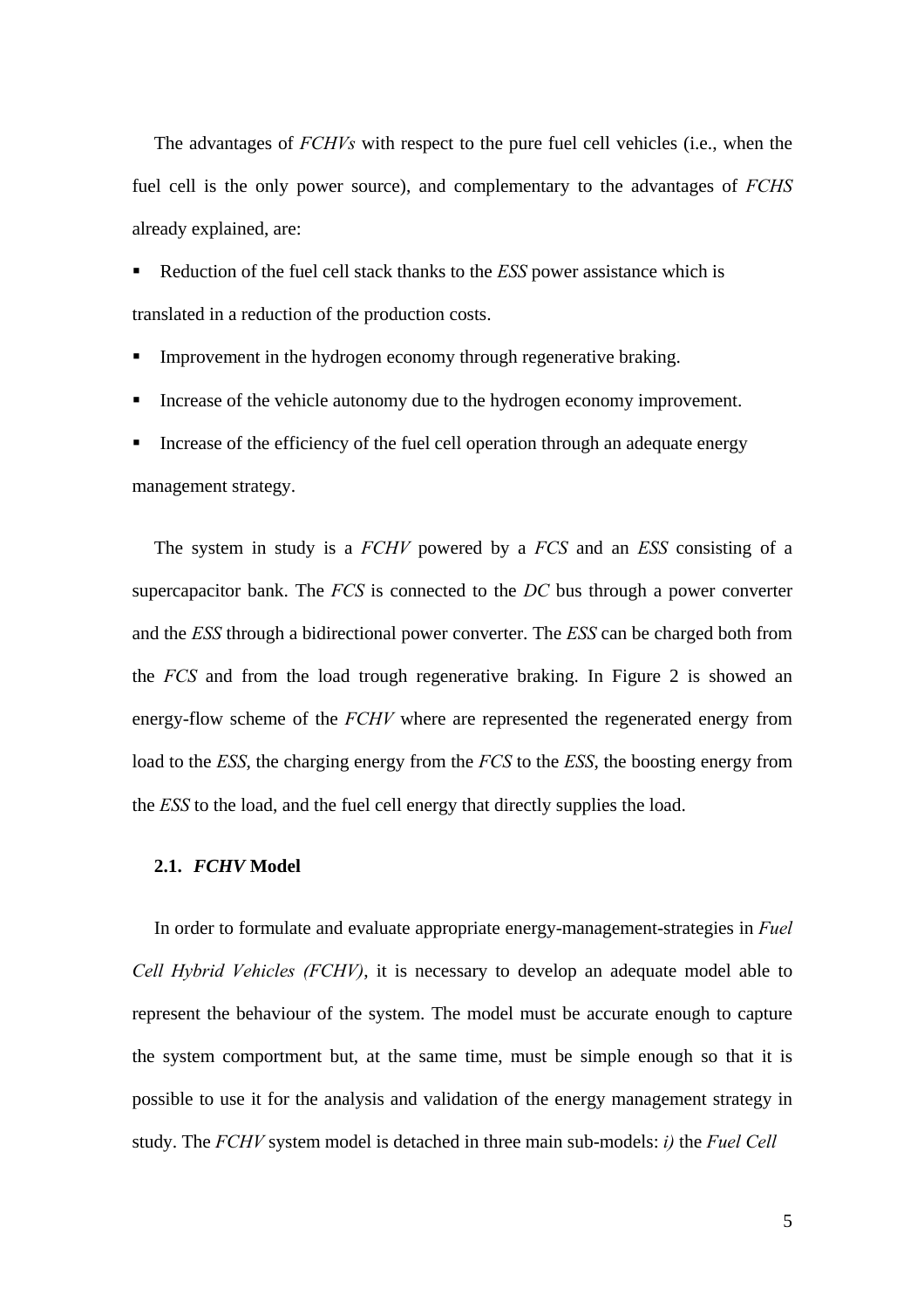The advantages of *FCHVs* with respect to the pure fuel cell vehicles (i.e., when the fuel cell is the only power source), and complementary to the advantages of *FCHS* already explained, are:

- Reduction of the fuel cell stack thanks to the *ESS* power assistance which is translated in a reduction of the production costs.
- Improvement in the hydrogen economy through regenerative braking.
- Increase of the vehicle autonomy due to the hydrogen economy improvement.
- Increase of the efficiency of the fuel cell operation through an adequate energy management strategy.

The system in study is a *FCHV* powered by a *FCS* and an *ESS* consisting of a supercapacitor bank. The *FCS* is connected to the *DC* bus through a power converter and the *ESS* through a bidirectional power converter. The *ESS* can be charged both from the *FCS* and from the load trough regenerative braking. In Figure 2 is showed an energy-flow scheme of the *FCHV* where are represented the regenerated energy from load to the *ESS*, the charging energy from the *FCS* to the *ESS*, the boosting energy from the *ESS* to the load, and the fuel cell energy that directly supplies the load.

### 2.1. *FCHV* Model

In order to formulate and evaluate appropriate energy-management-strategies in *Fuel Cell Hybrid Vehicles (FCHV)*, it is necessary to develop an adequate model able to represent the behaviour of the system. The model must be accurate enough to capture the system comportment but, at the same time, must be simple enough so that it is possible to use it for the analysis and validation of the energy management strategy in study. The *FCHV* system model is detached in three main sub-models: *i)* the *Fuel Cell*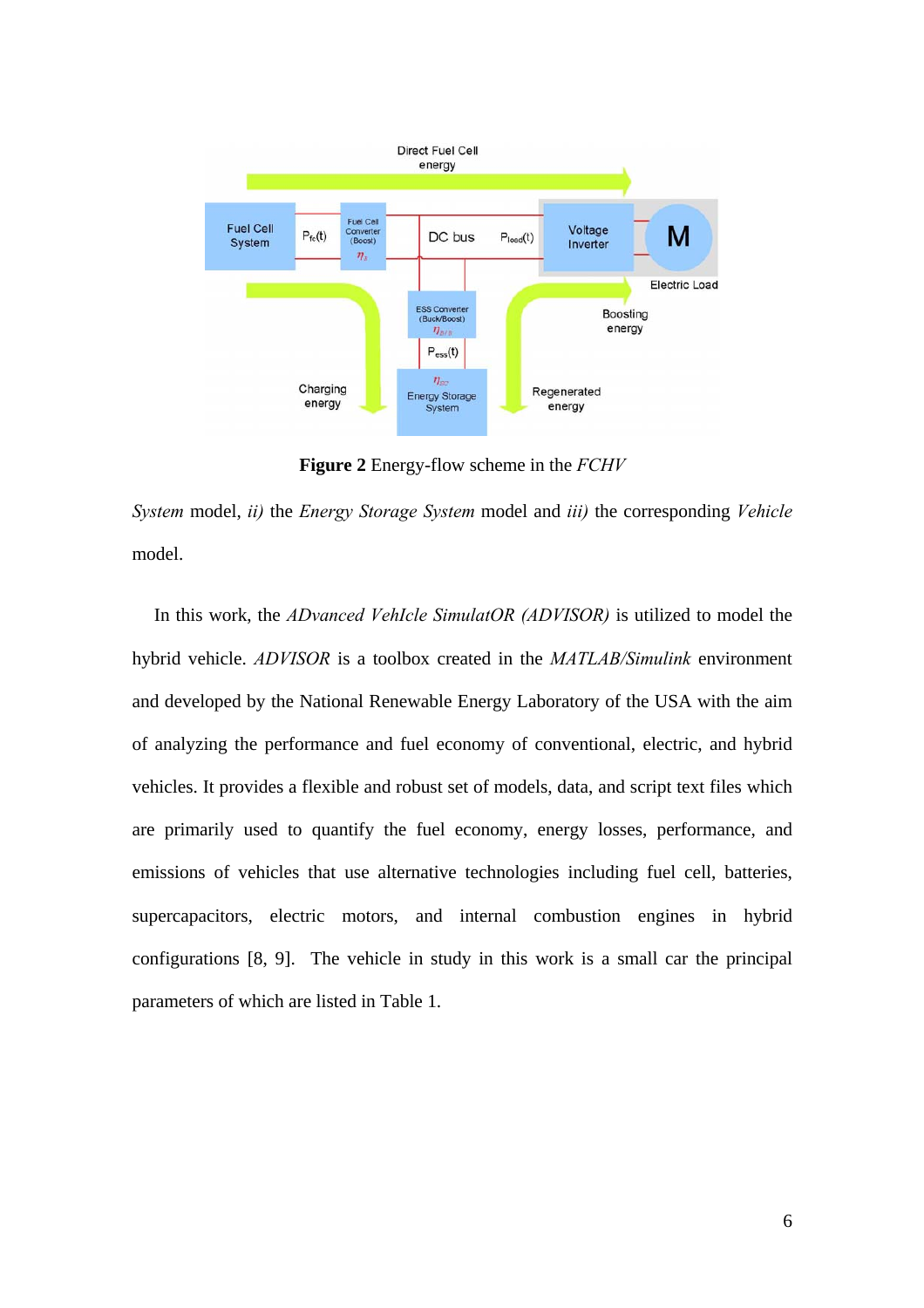**Figure 2** Energy-flow scheme in the *FCHV*

*System* model, *ii)* the *Energy Storage System* model and *iii)* the corresponding *Vehicle* model.

In this work, the *ADvanced VehIcle SimulatOR (ADVISOR)* is utilized to model the hybrid vehicle. *ADVISOR* is a toolbox created in the *MATLAB/Simulink* environment and developed by the National Renewable Energy Laboratory of the USA with the aim of analyzing the performance and fuel economy of conventional, electric, and hybrid vehicles. It provides a flexible and robust set of models, data, and script text files which are primarily used to quantify the fuel economy, energy losses, performance, and emissions of vehicles that use alternative technologies including fuel cell, batteries, supercapacitors, electric motors, and internal combustion engines in hybrid configurations [8, 9]. The vehicle in study in this work is a small car the principal parameters of which are listed in Table 1.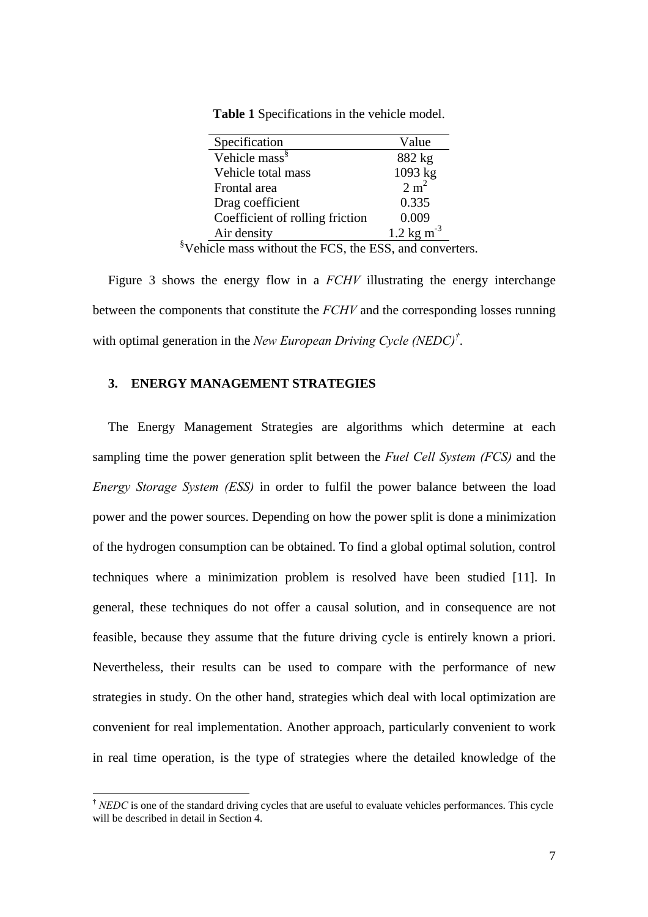**Table 1** Specifications in the vehicle model.

| Specification | Value |
|---|---|
| Vehicle mass[§] | 882 kg |
| Vehicle total mass | 1093 kg |
| Frontal area | 2 $m^2$ |
| Drag coefficient | 0.335 |
| Coefficient of rolling friction | 0.009 |
| Air density | 1.2 kg $m^{-3}$ |

[§]Vehicle mass without the FCS, the ESS, and converters.

Figure 3 shows the energy flow in a *FCHV* illustrating the energy interchange between the components that constitute the *FCHV* and the corresponding losses running with optimal generation in the *New European Driving Cycle (NEDC)*[†].

## 3. ENERGY MANAGEMENT STRATEGIES

The Energy Management Strategies are algorithms which determine at each sampling time the power generation split between the *Fuel Cell System (FCS)* and the *Energy Storage System (ESS)* in order to fulfil the power balance between the load power and the power sources. Depending on how the power split is done a minimization of the hydrogen consumption can be obtained. To find a global optimal solution, control techniques where a minimization problem is resolved have been studied [11]. In general, these techniques do not offer a causal solution, and in consequence are not feasible, because they assume that the future driving cycle is entirely known a priori. Nevertheless, their results can be used to compare with the performance of new strategies in study. On the other hand, strategies which deal with local optimization are convenient for real implementation. Another approach, particularly convenient to work in real time operation, is the type of strategies where the detailed knowledge of the

[†] *NEDC* is one of the standard driving cycles that are useful to evaluate vehicles performances. This cycle will be described in detail in Section 4.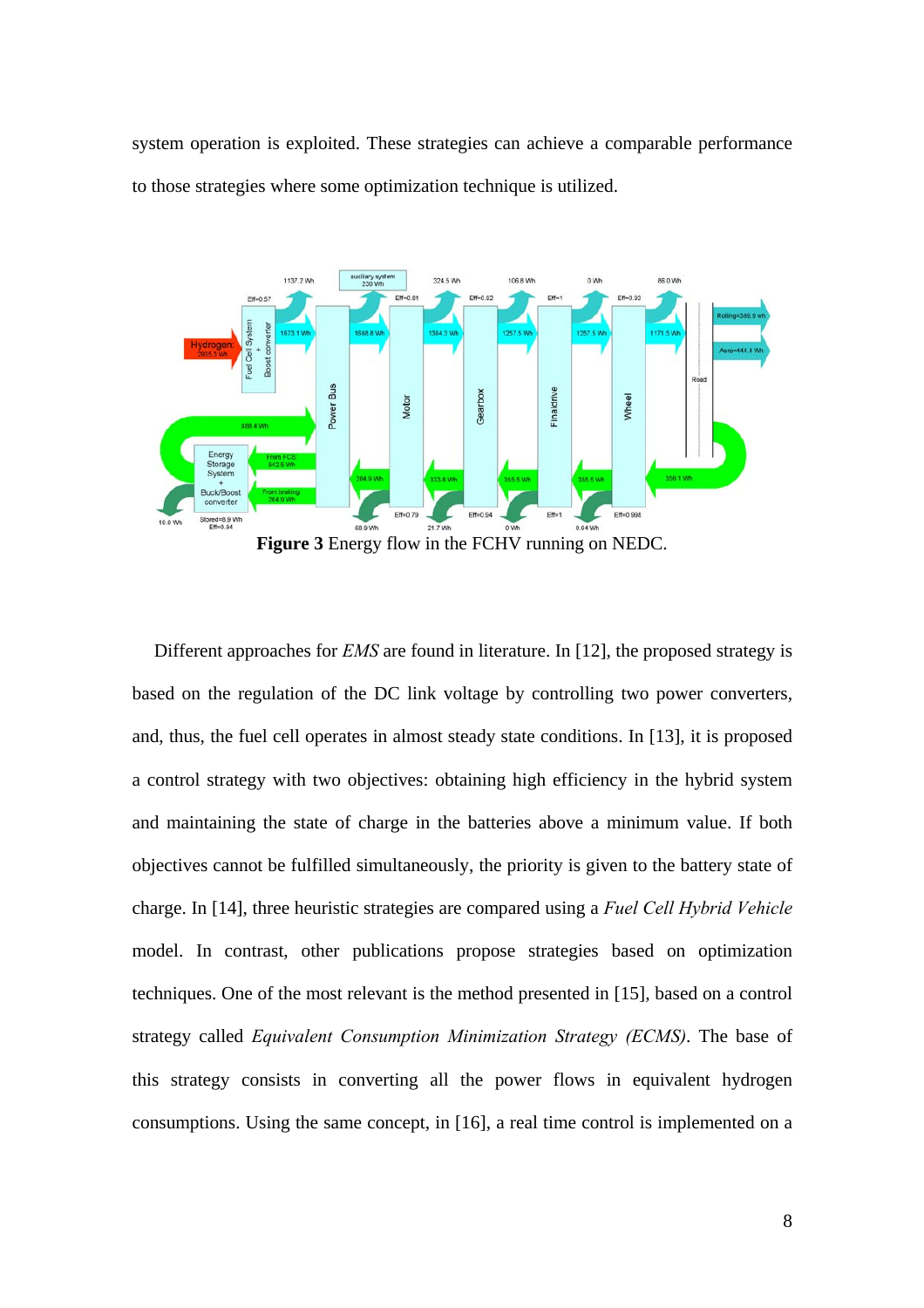system operation is exploited. These strategies can achieve a comparable performance to those strategies where some optimization technique is utilized.

**Figure 3** Energy flow in the FCHV running on NEDC.

Different approaches for *EMS* are found in literature. In [12], the proposed strategy is based on the regulation of the DC link voltage by controlling two power converters, and, thus, the fuel cell operates in almost steady state conditions. In [13], it is proposed a control strategy with two objectives: obtaining high efficiency in the hybrid system and maintaining the state of charge in the batteries above a minimum value. If both objectives cannot be fulfilled simultaneously, the priority is given to the battery state of charge. In [14], three heuristic strategies are compared using a *Fuel Cell Hybrid Vehicle* model. In contrast, other publications propose strategies based on optimization techniques. One of the most relevant is the method presented in [15], based on a control strategy called *Equivalent Consumption Minimization Strategy (ECMS)*. The base of this strategy consists in converting all the power flows in equivalent hydrogen consumptions. Using the same concept, in [16], a real time control is implemented on a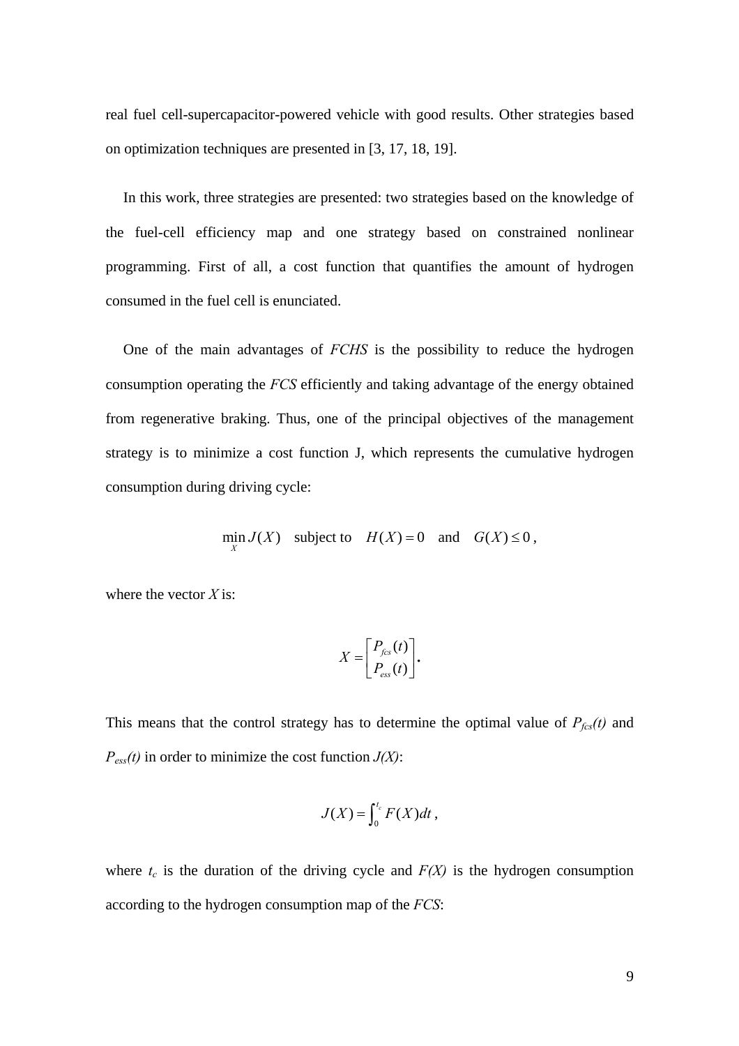real fuel cell-supercapacitor-powered vehicle with good results. Other strategies based on optimization techniques are presented in [3, 17, 18, 19].

In this work, three strategies are presented: two strategies based on the knowledge of the fuel-cell efficiency map and one strategy based on constrained nonlinear programming. First of all, a cost function that quantifies the amount of hydrogen consumed in the fuel cell is enunciated.

One of the main advantages of *FCHS* is the possibility to reduce the hydrogen consumption operating the *FCS* efficiently and taking advantage of the energy obtained from regenerative braking. Thus, one of the principal objectives of the management strategy is to minimize a cost function J, which represents the cumulative hydrogen consumption during driving cycle:

$$\min_{X} J(X) \quad \text{subject to} \quad H(X) = 0 \quad \text{and} \quad G(X) \leq 0 \,,$$

where the vector *X* is:

$$X = \begin{bmatrix} P_{fcs}(t) \\ P_{ess}(t) \end{bmatrix}.$$

This means that the control strategy has to determine the optimal value of $P_{fcs}(t)$ and $P_{ess}(t)$ in order to minimize the cost function $J(X)$:

$$J(X) = \int_{0}^{t_c} F(X)dt \,,$$

where $t_c$ is the duration of the driving cycle and $F(X)$ is the hydrogen consumption according to the hydrogen consumption map of the *FCS*: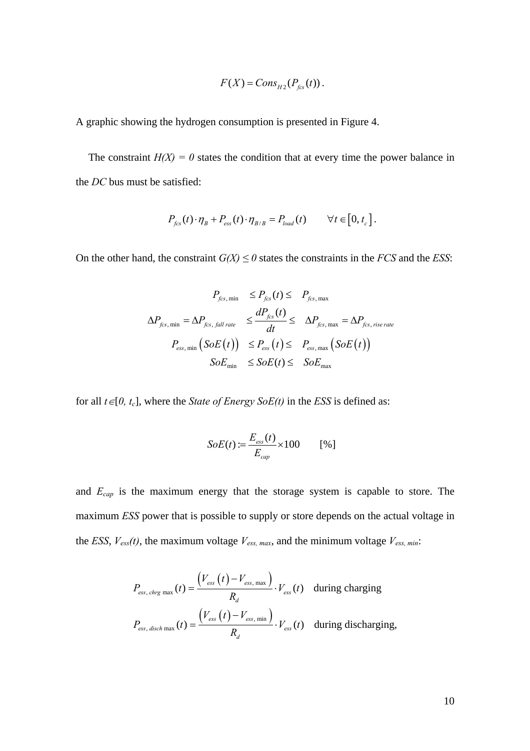$$F(X) = Cons_{H2}(P_{fcs}(t)).$$

A graphic showing the hydrogen consumption is presented in Figure 4.

The constraint $H(X) = 0$ states the condition that at every time the power balance in the *DC* bus must be satisfied:

$$P_{fcs}(t) \cdot \eta_B + P_{ess}(t) \cdot \eta_{B/B} = P_{load}(t) \qquad \forall t \in [0, t_c].$$

On the other hand, the constraint $G(X) \leq 0$ states the constraints in the *FCS* and the *ESS*:

$$\begin{aligned}
P_{fcs,\min} \quad &\leq P_{fcs}(t) \leq \quad P_{fcs,\max} \\
\Delta P_{fcs,\min} = \Delta P_{fcs,\, fall\ rate} \quad &\leq \frac{dP_{fcs}(t)}{dt} \leq \quad \Delta P_{fcs,\max} = \Delta P_{fcs,\, rise\ rate} \\
P_{ess,\min}\left(SoE(t)\right) \quad &\leq P_{ess}(t) \leq \quad P_{ess,\max}\left(SoE(t)\right) \\
SoE_{\min} \quad &\leq SoE(t) \leq \quad SoE_{\max}
\end{aligned}$$

for all $t \in [0, t_c]$, where the *State of Energy SoE(t)* in the *ESS* is defined as:

$$SoE(t) := \frac{E_{ess}(t)}{E_{cap}} \times 100 \qquad [\%]$$

and $E_{cap}$ is the maximum energy that the storage system is capable to store. The maximum *ESS* power that is possible to supply or store depends on the actual voltage in the *ESS*, $V_{ess}(t)$, the maximum voltage $V_{ess,\,max}$, and the minimum voltage $V_{ess,\,min}$:

$$\begin{aligned}
P_{ess,\, chrg\max}(t) &= \frac{\left(V_{ess}(t) - V_{ess,\max}\right)}{R_d} \cdot V_{ess}(t) \quad \text{during charging} \\
P_{ess,\, disch\max}(t) &= \frac{\left(V_{ess}(t) - V_{ess,\min}\right)}{R_d} \cdot V_{ess}(t) \quad \text{during discharging,}
\end{aligned}$$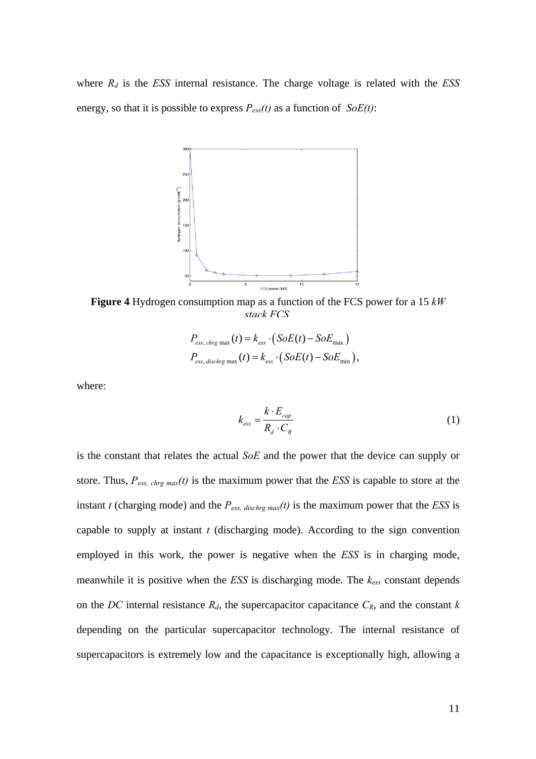where $R_d$ is the *ESS* internal resistance. The charge voltage is related with the *ESS* energy, so that it is possible to express $P_{ess}(t)$ as a function of $SoE(t)$:

**Figure 4** Hydrogen consumption map as a function of the FCS power for a 15 $kW$ stack FCS

$$P_{ess,\,chrg\,\max}(t) = k_{ess} \cdot \left( SoE(t) - SoE_{\max} \right)$$
$$P_{ess,\,dischrg\,\max}(t) = k_{ess} \cdot \left( SoE(t) - SoE_{\min} \right),$$

where:

$$k_{ess} = \frac{k \cdot E_{cap}}{R_d \cdot C_R} \tag{1}$$

is the constant that relates the actual *SoE* and the power that the device can supply or store. Thus, $P_{ess,\,chrg\,max}(t)$ is the maximum power that the *ESS* is capable to store at the instant $t$ (charging mode) and the $P_{ess,\,dischrg\,max}(t)$ is the maximum power that the *ESS* is capable to supply at instant $t$ (discharging mode). According to the sign convention employed in this work, the power is negative when the *ESS* is in charging mode, meanwhile it is positive when the *ESS* is discharging mode. The $k_{ess}$ constant depends on the *DC* internal resistance $R_d$, the supercapacitor capacitance $C_R$, and the constant $k$ depending on the particular supercapacitor technology. The internal resistance of supercapacitors is extremely low and the capacitance is exceptionally high, allowing a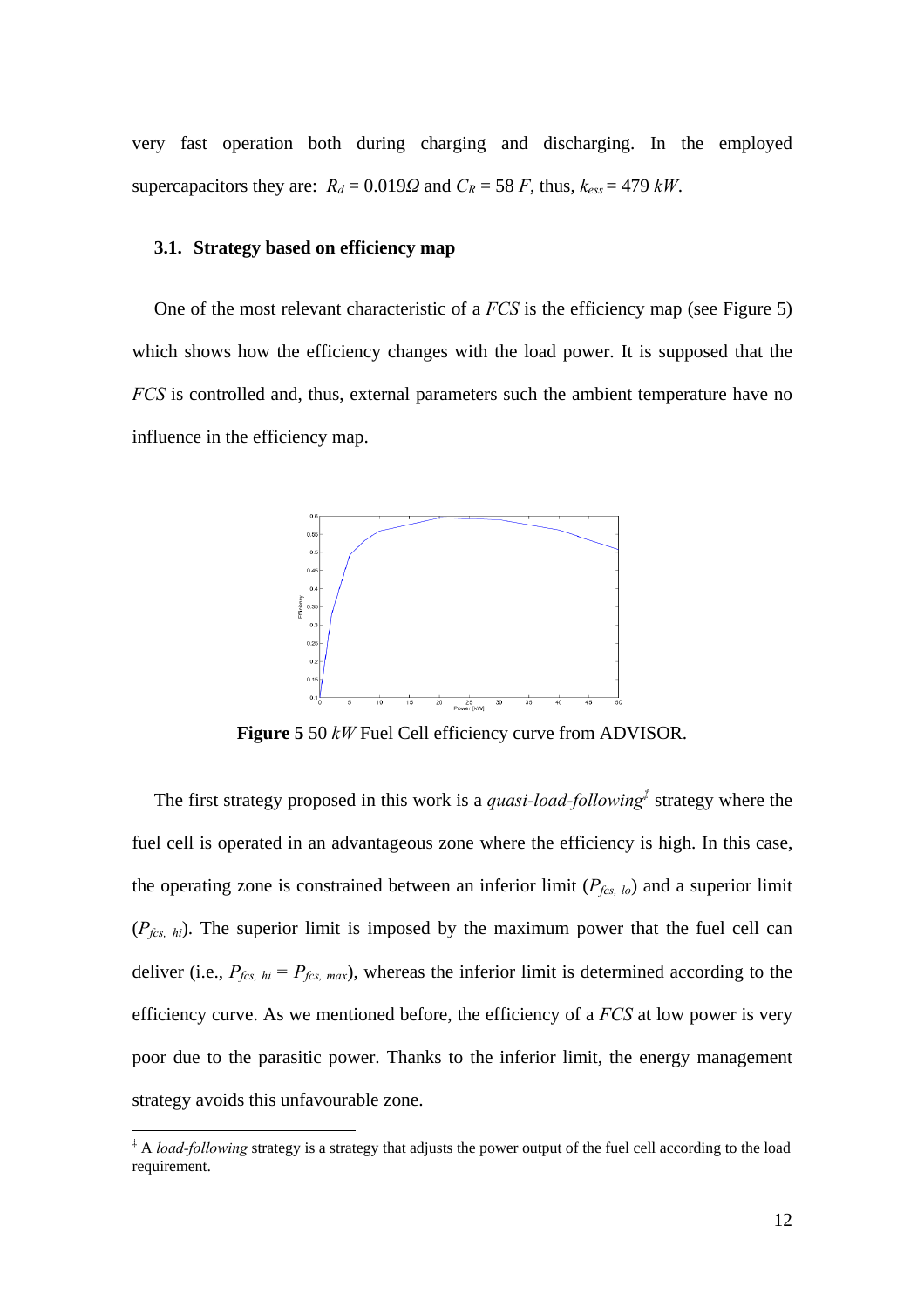very fast operation both during charging and discharging. In the employed supercapacitors they are: $R_d = 0.019\Omega$ and $C_R = 58\ F$, thus, $k_{ess} = 479\ kW$.

### 3.1. Strategy based on efficiency map

One of the most relevant characteristic of a *FCS* is the efficiency map (see Figure 5) which shows how the efficiency changes with the load power. It is supposed that the *FCS* is controlled and, thus, external parameters such the ambient temperature have no influence in the efficiency map.

**Figure 5** 50 *kW* Fuel Cell efficiency curve from ADVISOR.

The first strategy proposed in this work is a *quasi-load-following*[‡] strategy where the fuel cell is operated in an advantageous zone where the efficiency is high. In this case, the operating zone is constrained between an inferior limit ($P_{fcs,\ lo}$) and a superior limit ($P_{fcs,\ hi}$). The superior limit is imposed by the maximum power that the fuel cell can deliver (i.e., $P_{fcs,\ hi} = P_{fcs,\ max}$), whereas the inferior limit is determined according to the efficiency curve. As we mentioned before, the efficiency of a *FCS* at low power is very poor due to the parasitic power. Thanks to the inferior limit, the energy management strategy avoids this unfavourable zone.

[‡] A *load-following* strategy is a strategy that adjusts the power output of the fuel cell according to the load requirement.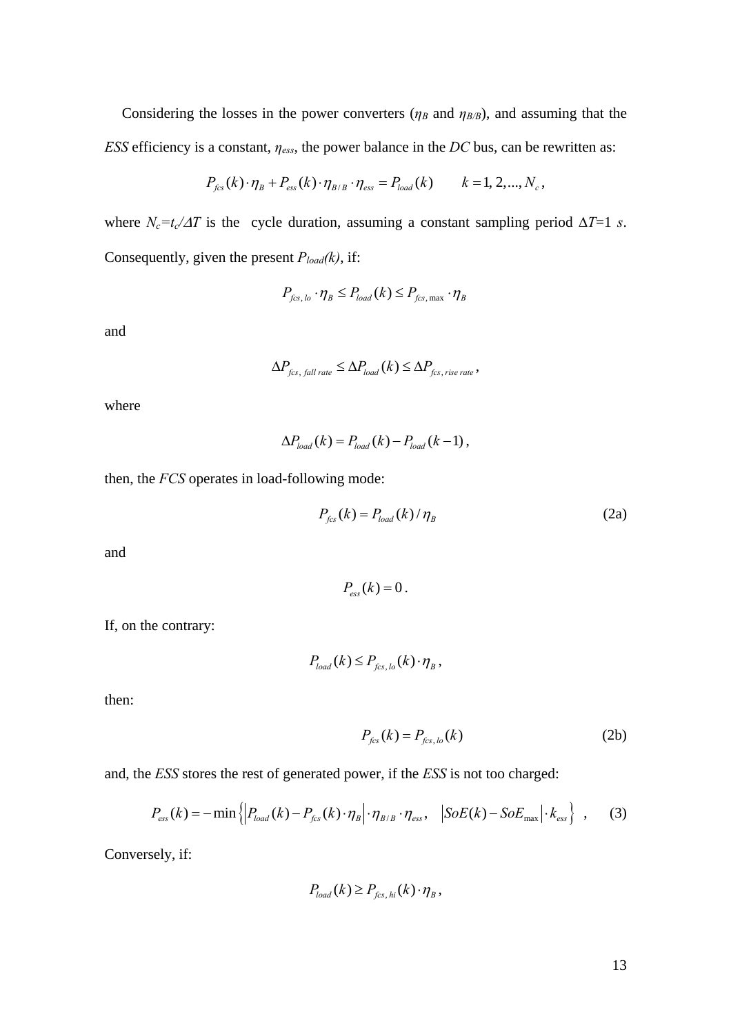Considering the losses in the power converters ($\eta_B$ and $\eta_{B/B}$), and assuming that the *ESS* efficiency is a constant, $\eta_{ess}$, the power balance in the *DC* bus, can be rewritten as:

$$P_{fcs}(k) \cdot \eta_B + P_{ess}(k) \cdot \eta_{B/B} \cdot \eta_{ess} = P_{load}(k) \qquad k = 1, 2, ..., N_c ,$$

where $N_c = t_c/\Delta T$ is the cycle duration, assuming a constant sampling period $\Delta T$=1 *s*. Consequently, given the present $P_{load}(k)$, if:

$$P_{fcs,lo} \cdot \eta_B \leq P_{load}(k) \leq P_{fcs,\max} \cdot \eta_B$$

and

$$\Delta P_{fcs,\, fall\, rate} \leq \Delta P_{load}(k) \leq \Delta P_{fcs,\, rise\, rate} ,$$

where

$$\Delta P_{load}(k) = P_{load}(k) - P_{load}(k-1) ,$$

then, the *FCS* operates in load-following mode:

$$P_{fcs}(k) = P_{load}(k) / \eta_B \tag{2a}$$

and

$$P_{ess}(k) = 0 .$$

If, on the contrary:

$$P_{load}(k) \leq P_{fcs,lo}(k) \cdot \eta_B ,$$

then:

$$P_{fcs}(k) = P_{fcs,lo}(k) \tag{2b}$$

and, the *ESS* stores the rest of generated power, if the *ESS* is not too charged:

$$P_{ess}(k) = -\min\left\{ \left| P_{load}(k) - P_{fcs}(k) \cdot \eta_B \right| \cdot \eta_{B/B} \cdot \eta_{ess}, \quad \left| SoE(k) - SoE_{\max} \right| \cdot k_{ess} \right\} \quad , \tag{3}$$

Conversely, if:

$$P_{load}(k) \geq P_{fcs,hi}(k) \cdot \eta_B ,$$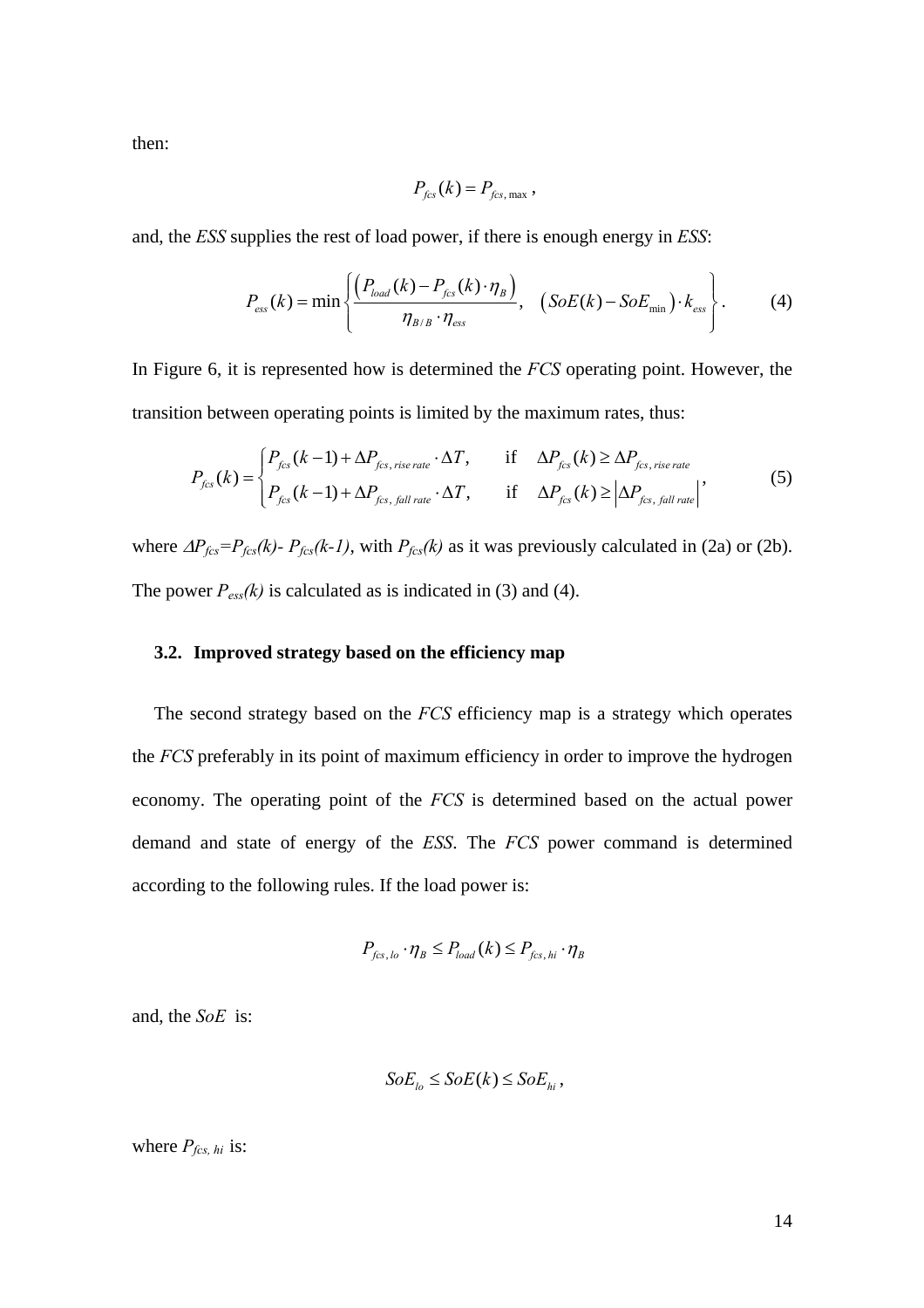then:

$$P_{fcs}(k) = P_{fcs,\max}\,,$$

and, the *ESS* supplies the rest of load power, if there is enough energy in *ESS*:

$$P_{ess}(k) = \min\left\{ \frac{\left(P_{load}(k) - P_{fcs}(k)\cdot\eta_B\right)}{\eta_{B/B}\cdot\eta_{ess}},\quad \left(SoE(k) - SoE_{\min}\right)\cdot k_{ess} \right\}. \tag{4}$$

In Figure 6, it is represented how is determined the *FCS* operating point. However, the transition between operating points is limited by the maximum rates, thus:

$$P_{fcs}(k) = \begin{cases} P_{fcs}(k-1) + \Delta P_{fcs,\,rise\,rate}\cdot\Delta T, & \text{if}\quad \Delta P_{fcs}(k) \geq \Delta P_{fcs,\,rise\,rate} \\ P_{fcs}(k-1) + \Delta P_{fcs,\,fall\,rate}\cdot\Delta T, & \text{if}\quad \Delta P_{fcs}(k) \geq \left|\Delta P_{fcs,\,fall\,rate}\right| \end{cases}, \tag{5}$$

where $\Delta P_{fcs}=P_{fcs}(k)- P_{fcs}(k-1)$, with $P_{fcs}(k)$ as it was previously calculated in (2a) or (2b). The power $P_{ess}(k)$ is calculated as is indicated in (3) and (4).

### 3.2. Improved strategy based on the efficiency map

The second strategy based on the *FCS* efficiency map is a strategy which operates the *FCS* preferably in its point of maximum efficiency in order to improve the hydrogen economy. The operating point of the *FCS* is determined based on the actual power demand and state of energy of the *ESS*. The *FCS* power command is determined according to the following rules. If the load power is:

$$P_{fcs,lo}\cdot\eta_B \leq P_{load}(k) \leq P_{fcs,hi}\cdot\eta_B$$

and, the *SoE* is:

$$SoE_{lo} \leq SoE(k) \leq SoE_{hi}\,,$$

where $P_{fcs,\,hi}$ is: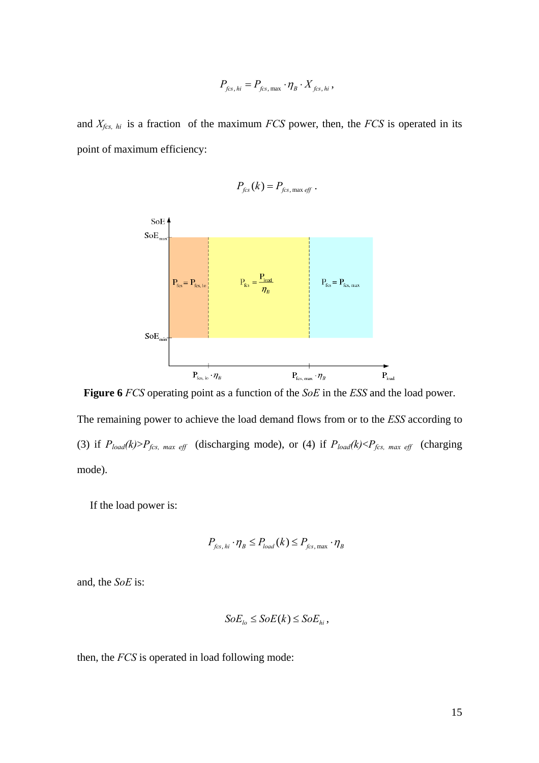$$P_{fcs,\,hi} = P_{fcs,\,\max} \cdot \eta_B \cdot X_{fcs,\,hi}\,,$$

and $X_{fcs,\,hi}$ is a fraction of the maximum *FCS* power, then, the *FCS* is operated in its point of maximum efficiency:

$$P_{fcs}(k) = P_{fcs,\,\max\,eff}\,.$$

**Figure 6** *FCS* operating point as a function of the *SoE* in the *ESS* and the load power.

The remaining power to achieve the load demand flows from or to the *ESS* according to (3) if $P_{load}(k)>P_{fcs,\ max\ eff}$ (discharging mode), or (4) if $P_{load}(k)<P_{fcs,\ max\ eff}$ (charging mode).

If the load power is:

$$P_{fcs,\,hi} \cdot \eta_B \le P_{load}(k) \le P_{fcs,\,\max} \cdot \eta_B$$

and, the *SoE* is:

$$SoE_{lo} \le SoE(k) \le SoE_{hi}\,,$$

then, the *FCS* is operated in load following mode: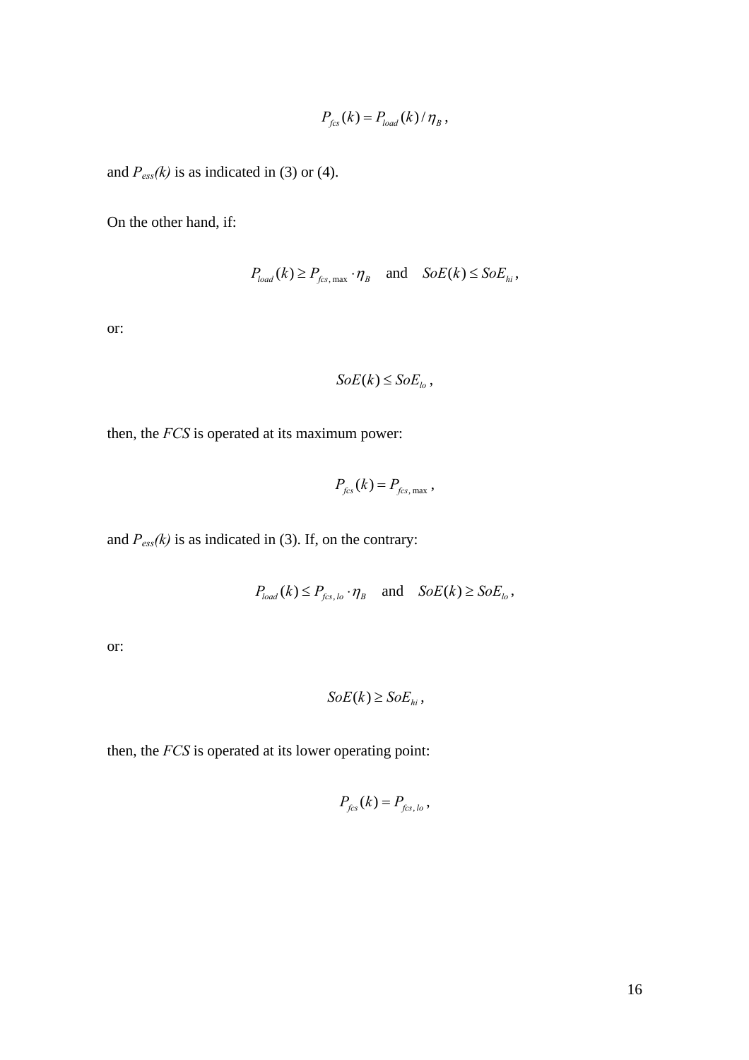$$P_{fcs}(k) = P_{load}(k) / \eta_B \,,$$

and $P_{ess}(k)$ is as indicated in (3) or (4).

On the other hand, if:

$$P_{load}(k) \geq P_{fcs,\max} \cdot \eta_B \quad \text{and} \quad SoE(k) \leq SoE_{hi} \,,$$

or:

$$SoE(k) \leq SoE_{lo} \,,$$

then, the *FCS* is operated at its maximum power:

$$P_{fcs}(k) = P_{fcs,\max} \,,$$

and $P_{ess}(k)$ is as indicated in (3). If, on the contrary:

$$P_{load}(k) \leq P_{fcs,lo} \cdot \eta_B \quad \text{and} \quad SoE(k) \geq SoE_{lo} \,,$$

or:

$$SoE(k) \geq SoE_{hi} \,,$$

then, the *FCS* is operated at its lower operating point:

$$P_{fcs}(k) = P_{fcs,lo} \,,$$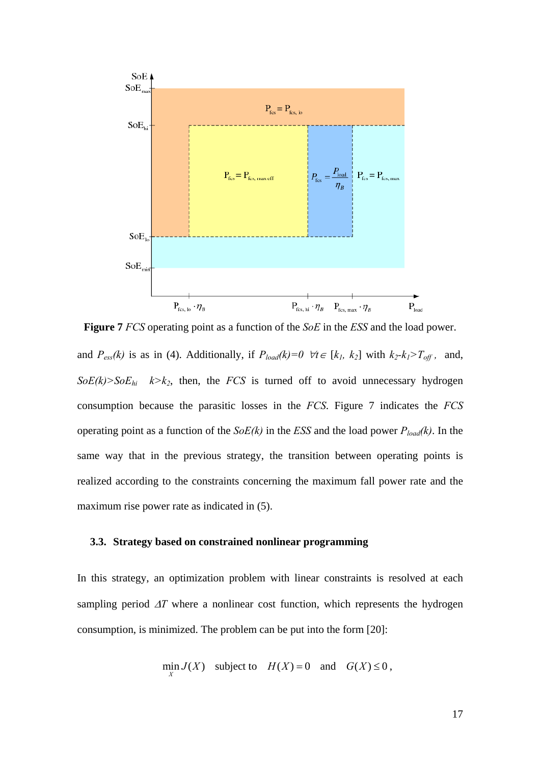**Figure 7** *FCS* operating point as a function of the *SoE* in the *ESS* and the load power.

and $P_{ess}(k)$ is as in (4). Additionally, if $P_{load}(k)=0 \ \forall t \in [k_1, k_2]$ with $k_2-k_1>T_{off}$, and, $SoE(k)>SoE_{hi} \quad k>k_2$, then, the *FCS* is turned off to avoid unnecessary hydrogen consumption because the parasitic losses in the *FCS*. Figure 7 indicates the *FCS* operating point as a function of the $SoE(k)$ in the *ESS* and the load power $P_{load}(k)$. In the same way that in the previous strategy, the transition between operating points is realized according to the constraints concerning the maximum fall power rate and the maximum rise power rate as indicated in (5).

### 3.3. Strategy based on constrained nonlinear programming

In this strategy, an optimization problem with linear constraints is resolved at each sampling period $\Delta T$ where a nonlinear cost function, which represents the hydrogen consumption, is minimized. The problem can be put into the form [20]:

$$\min_X J(X) \quad \text{subject to} \quad H(X)=0 \quad \text{and} \quad G(X)\leq 0\,,$$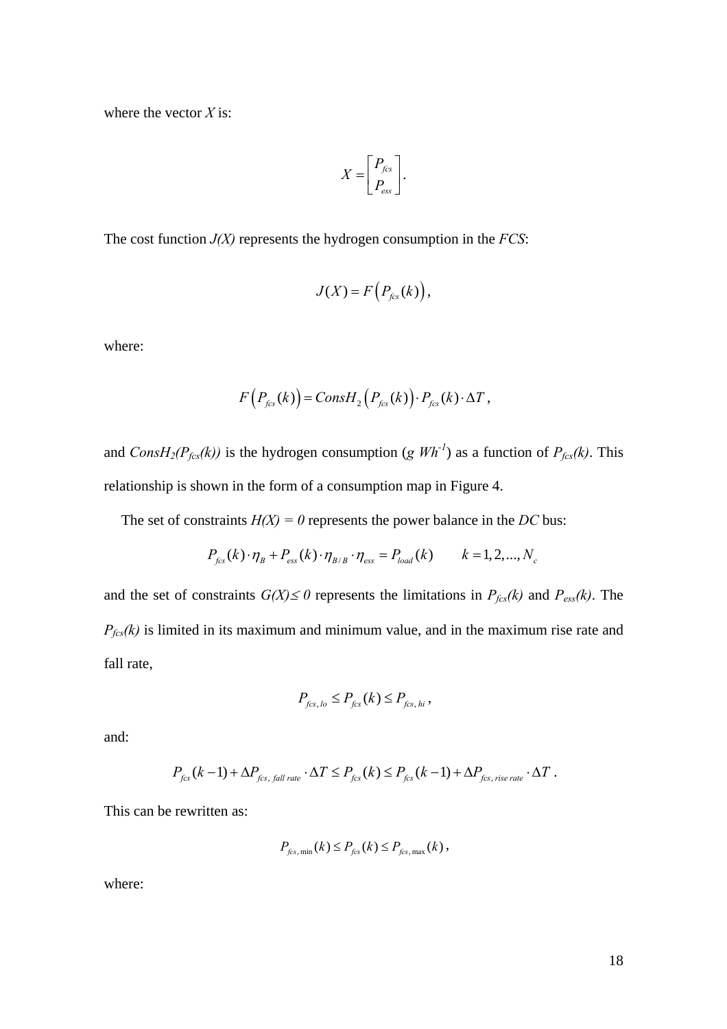where the vector $X$ is:

$$X = \begin{bmatrix} P_{fcs} \\ P_{ess} \end{bmatrix}.$$

The cost function $J(X)$ represents the hydrogen consumption in the $FCS$:

$$J(X) = F\left(P_{fcs}(k)\right),$$

where:

$$F\left(P_{fcs}(k)\right) = ConsH_2\left(P_{fcs}(k)\right) \cdot P_{fcs}(k) \cdot \Delta T,$$

and $ConsH_2(P_{fcs}(k))$ is the hydrogen consumption ($g\ Wh^{-1}$) as a function of $P_{fcs}(k)$. This relationship is shown in the form of a consumption map in Figure 4.

The set of constraints $H(X) = 0$ represents the power balance in the $DC$ bus:

$$P_{fcs}(k) \cdot \eta_B + P_{ess}(k) \cdot \eta_{B/B} \cdot \eta_{ess} = P_{load}(k) \qquad k = 1, 2, ..., N_c$$

and the set of constraints $G(X) \leq 0$ represents the limitations in $P_{fcs}(k)$ and $P_{ess}(k)$. The $P_{fcs}(k)$ is limited in its maximum and minimum value, and in the maximum rise rate and fall rate,

$$P_{fcs,lo} \leq P_{fcs}(k) \leq P_{fcs,hi},$$

and:

$$P_{fcs}(k-1) + \Delta P_{fcs,\, fall\ rate} \cdot \Delta T \leq P_{fcs}(k) \leq P_{fcs}(k-1) + \Delta P_{fcs,\, rise\ rate} \cdot \Delta T.$$

This can be rewritten as:

$$P_{fcs,\min}(k) \leq P_{fcs}(k) \leq P_{fcs,\max}(k),$$

where: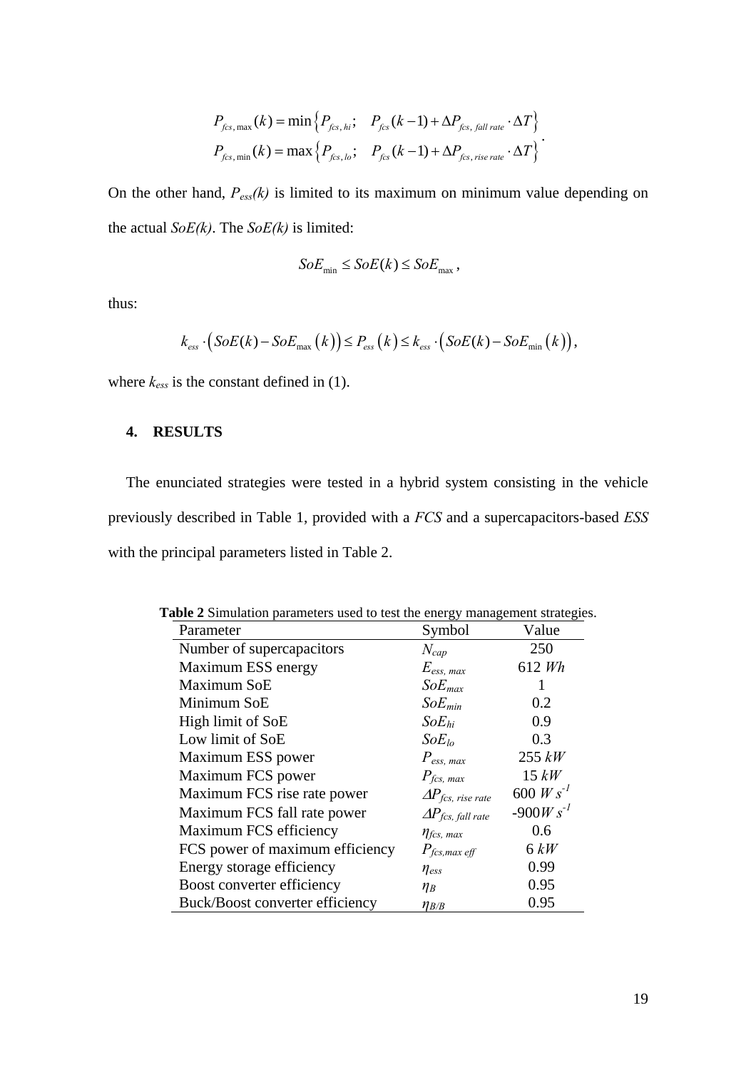$$P_{fcs,\max}(k) = \min\left\{P_{fcs,hi};\quad P_{fcs}(k-1) + \Delta P_{fcs,\,fall\,rate} \cdot \Delta T\right\}$$
$$P_{fcs,\min}(k) = \max\left\{P_{fcs,lo};\quad P_{fcs}(k-1) + \Delta P_{fcs,\,rise\,rate} \cdot \Delta T\right\}.$$

On the other hand, $P_{ess}(k)$ is limited to its maximum on minimum value depending on the actual $SoE(k)$. The $SoE(k)$ is limited:

$$SoE_{\min} \leq SoE(k) \leq SoE_{\max}\,,$$

thus:

$$k_{ess} \cdot \left(SoE(k) - SoE_{\max}(k)\right) \leq P_{ess}(k) \leq k_{ess} \cdot \left(SoE(k) - SoE_{\min}(k)\right),$$

where $k_{ess}$ is the constant defined in (1).

## 4. RESULTS

The enunciated strategies were tested in a hybrid system consisting in the vehicle previously described in Table 1, provided with a *FCS* and a supercapacitors-based *ESS* with the principal parameters listed in Table 2.

**Table 2** Simulation parameters used to test the energy management strategies.

| Parameter | Symbol | Value |
|---|---|---|
| Number of supercapacitors | $N_{cap}$ | 250 |
| Maximum ESS energy | $E_{ess,\,max}$ | 612 *Wh* |
| Maximum SoE | $SoE_{max}$ | 1 |
| Minimum SoE | $SoE_{min}$ | 0.2 |
| High limit of SoE | $SoE_{hi}$ | 0.9 |
| Low limit of SoE | $SoE_{lo}$ | 0.3 |
| Maximum ESS power | $P_{ess,\,max}$ | 255 *kW* |
| Maximum FCS power | $P_{fcs,\,max}$ | 15 *kW* |
| Maximum FCS rise rate power | $\Delta P_{fcs,\,rise\,rate}$ | 600 $W\,s^{-1}$ |
| Maximum FCS fall rate power | $\Delta P_{fcs,\,fall\,rate}$ | -900$W\,s^{-1}$ |
| Maximum FCS efficiency | $\eta_{fcs,\,max}$ | 0.6 |
| FCS power of maximum efficiency | $P_{fcs,max\,eff}$ | 6 *kW* |
| Energy storage efficiency | $\eta_{ess}$ | 0.99 |
| Boost converter efficiency | $\eta_{B}$ | 0.95 |
| Buck/Boost converter efficiency | $\eta_{B/B}$ | 0.95 |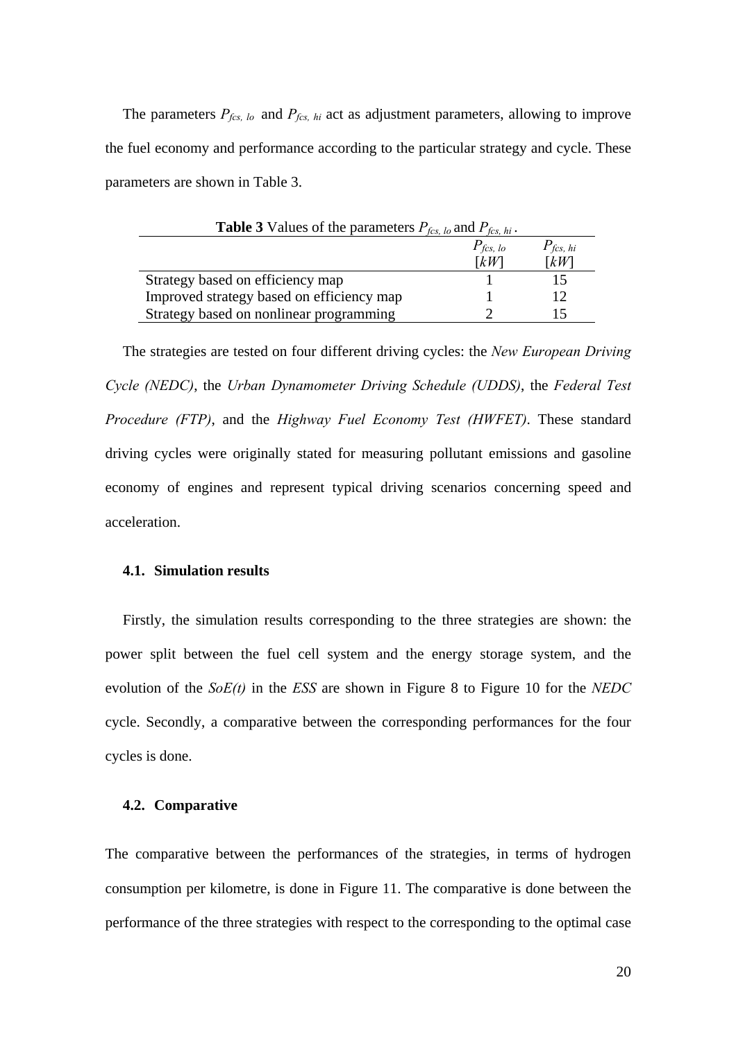The parameters $P_{fcs,\ lo}$ and $P_{fcs,\ hi}$ act as adjustment parameters, allowing to improve the fuel economy and performance according to the particular strategy and cycle. These parameters are shown in Table 3.

**Table 3** Values of the parameters $P_{fcs,\ lo}$ and $P_{fcs,\ hi}$ .

| | $P_{fcs,\ lo}$ $[kW]$ | $P_{fcs,\ hi}$ $[kW]$ |
|---|---|---|
| Strategy based on efficiency map | 1 | 15 |
| Improved strategy based on efficiency map | 1 | 12 |
| Strategy based on nonlinear programming | 2 | 15 |

The strategies are tested on four different driving cycles: the *New European Driving Cycle (NEDC)*, the *Urban Dynamometer Driving Schedule (UDDS)*, the *Federal Test Procedure (FTP)*, and the *Highway Fuel Economy Test (HWFET)*. These standard driving cycles were originally stated for measuring pollutant emissions and gasoline economy of engines and represent typical driving scenarios concerning speed and acceleration.

### 4.1. Simulation results

Firstly, the simulation results corresponding to the three strategies are shown: the power split between the fuel cell system and the energy storage system, and the evolution of the *SoE(t)* in the *ESS* are shown in Figure 8 to Figure 10 for the *NEDC* cycle. Secondly, a comparative between the corresponding performances for the four cycles is done.

### 4.2. Comparative

The comparative between the performances of the strategies, in terms of hydrogen consumption per kilometre, is done in Figure 11. The comparative is done between the performance of the three strategies with respect to the corresponding to the optimal case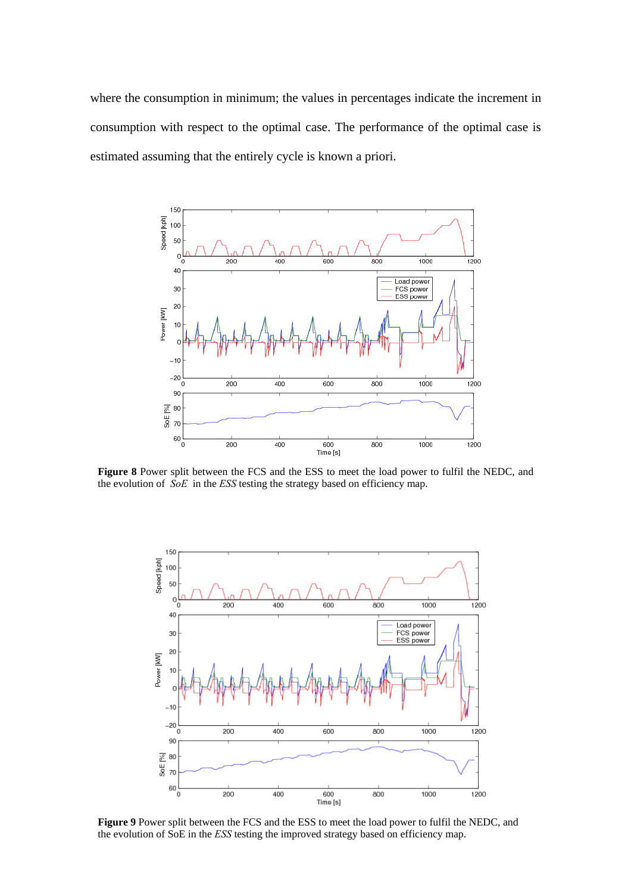where the consumption in minimum; the values in percentages indicate the increment in consumption with respect to the optimal case. The performance of the optimal case is estimated assuming that the entirely cycle is known a priori.

**Figure 8** Power split between the FCS and the ESS to meet the load power to fulfil the NEDC, and the evolution of *SoE* in the *ESS* testing the strategy based on efficiency map.

**Figure 9** Power split between the FCS and the ESS to meet the load power to fulfil the NEDC, and the evolution of SoE in the *ESS* testing the improved strategy based on efficiency map.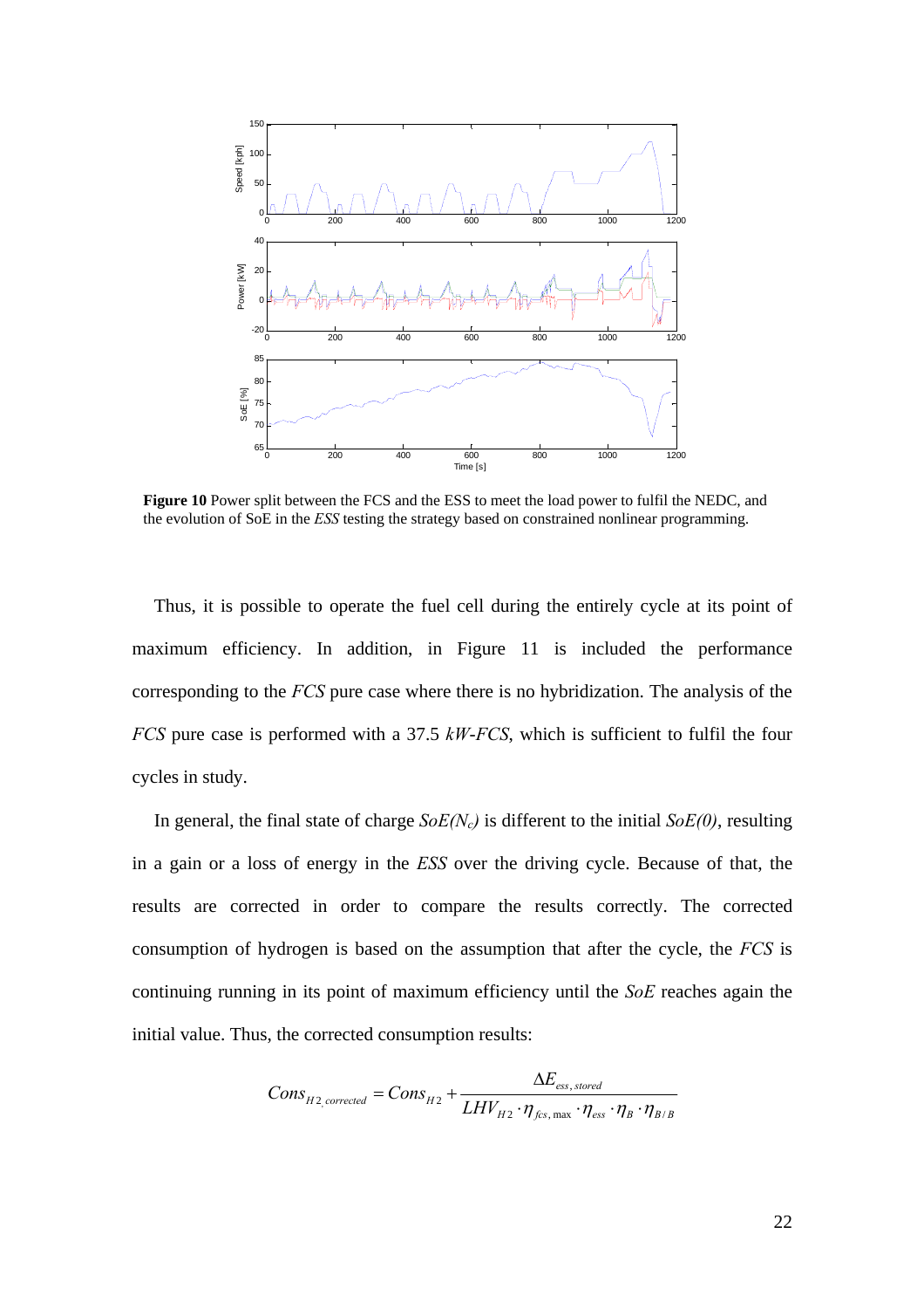**Figure 10** Power split between the FCS and the ESS to meet the load power to fulfil the NEDC, and the evolution of SoE in the *ESS* testing the strategy based on constrained nonlinear programming.

Thus, it is possible to operate the fuel cell during the entirely cycle at its point of maximum efficiency. In addition, in Figure 11 is included the performance corresponding to the *FCS* pure case where there is no hybridization. The analysis of the *FCS* pure case is performed with a 37.5 *kW-FCS*, which is sufficient to fulfil the four cycles in study.

In general, the final state of charge $SoE(N_c)$ is different to the initial $SoE(0)$, resulting in a gain or a loss of energy in the *ESS* over the driving cycle. Because of that, the results are corrected in order to compare the results correctly. The corrected consumption of hydrogen is based on the assumption that after the cycle, the *FCS* is continuing running in its point of maximum efficiency until the *SoE* reaches again the initial value. Thus, the corrected consumption results:

$$Cons_{H2_{,}corrected} = Cons_{H2} + \frac{\Delta E_{ess,\,stored}}{LHV_{H2} \cdot \eta_{fcs,\max} \cdot \eta_{ess} \cdot \eta_{B} \cdot \eta_{B/B}}$$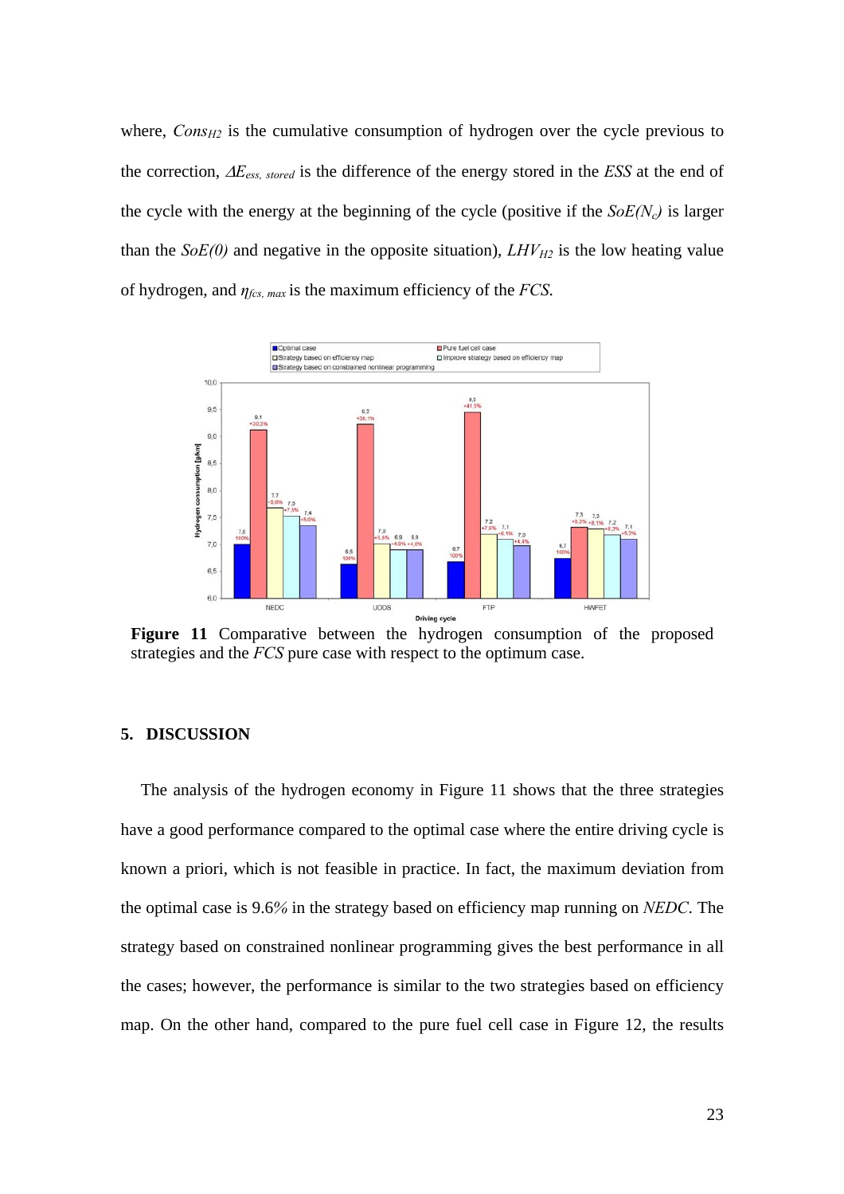where, $Cons_{H2}$ is the cumulative consumption of hydrogen over the cycle previous to the correction, $\Delta E_{ess,\ stored}$ is the difference of the energy stored in the *ESS* at the end of the cycle with the energy at the beginning of the cycle (positive if the $SoE(N_c)$ is larger than the $SoE(0)$ and negative in the opposite situation), $LHV_{H2}$ is the low heating value of hydrogen, and $\eta_{fcs,\ max}$ is the maximum efficiency of the *FCS*.

**Figure 11** Comparative between the hydrogen consumption of the proposed strategies and the *FCS* pure case with respect to the optimum case.

## 5. DISCUSSION

The analysis of the hydrogen economy in Figure 11 shows that the three strategies have a good performance compared to the optimal case where the entire driving cycle is known a priori, which is not feasible in practice. In fact, the maximum deviation from the optimal case is 9.6% in the strategy based on efficiency map running on *NEDC*. The strategy based on constrained nonlinear programming gives the best performance in all the cases; however, the performance is similar to the two strategies based on efficiency map. On the other hand, compared to the pure fuel cell case in Figure 12, the results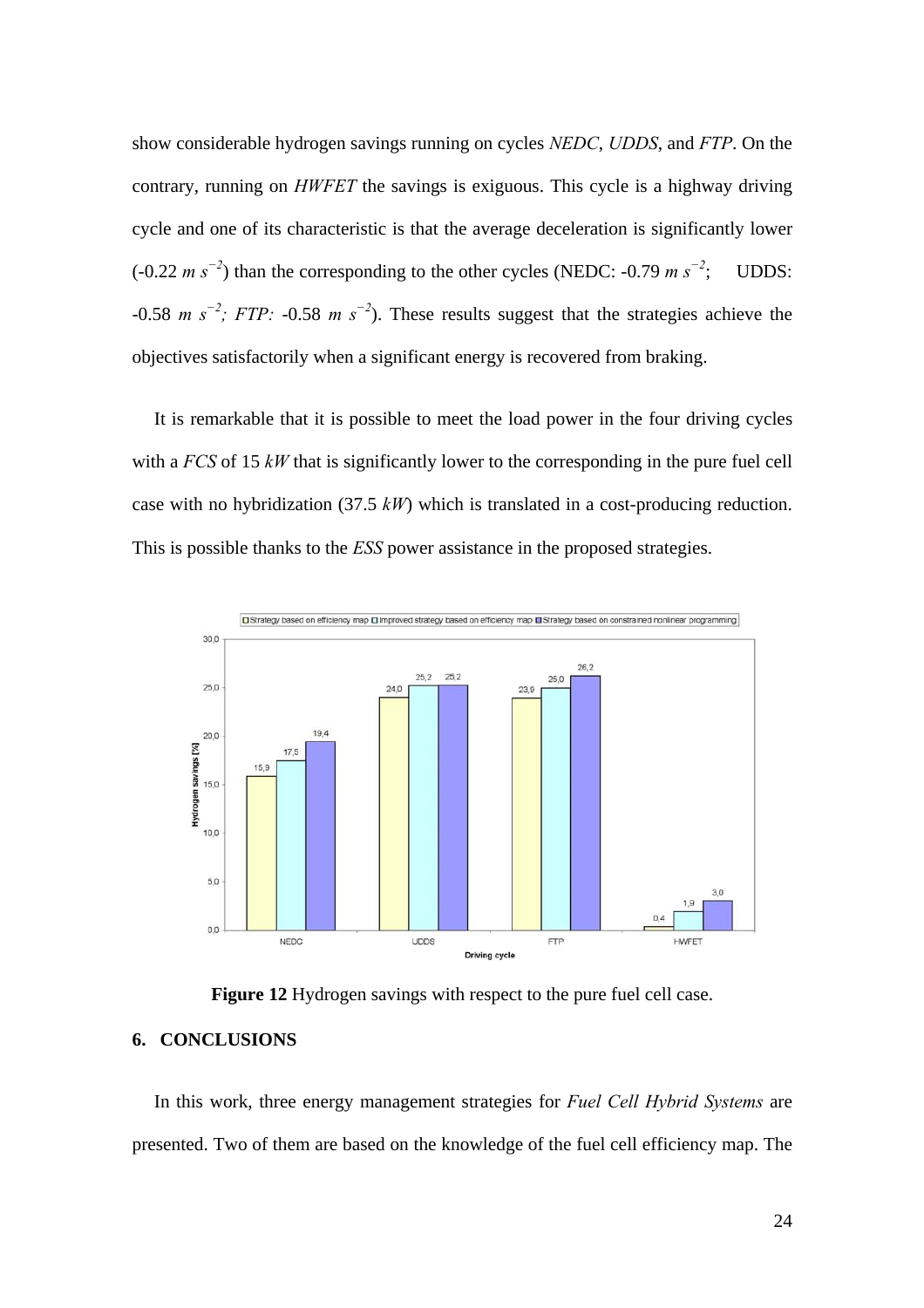show considerable hydrogen savings running on cycles *NEDC*, *UDDS*, and *FTP*. On the contrary, running on *HWFET* the savings is exiguous. This cycle is a highway driving cycle and one of its characteristic is that the average deceleration is significantly lower (-0.22 $m\ s^{-2}$) than the corresponding to the other cycles (NEDC: -0.79 $m\ s^{-2}$; UDDS: -0.58 $m\ s^{-2}$; *FTP:* -0.58 $m\ s^{-2}$). These results suggest that the strategies achieve the objectives satisfactorily when a significant energy is recovered from braking.

It is remarkable that it is possible to meet the load power in the four driving cycles with a *FCS* of 15 *kW* that is significantly lower to the corresponding in the pure fuel cell case with no hybridization (37.5 *kW*) which is translated in a cost-producing reduction. This is possible thanks to the *ESS* power assistance in the proposed strategies.

| Driving cycle | Strategy based on efficiency map | Improved strategy based on efficiency map | Strategy based on constrained nonlinear programming |
|---|---|---|---|
| NEDC | 15,9 | 17,5 | 19,4 |
| UDDS | 24,0 | 25,2 | 25,2 |
| FTP | 23,9 | 25,0 | 26,2 |
| HWFET | 0,4 | 1,9 | 3,0 |

**Figure 12** Hydrogen savings with respect to the pure fuel cell case.

## 6. CONCLUSIONS

In this work, three energy management strategies for *Fuel Cell Hybrid Systems* are presented. Two of them are based on the knowledge of the fuel cell efficiency map. The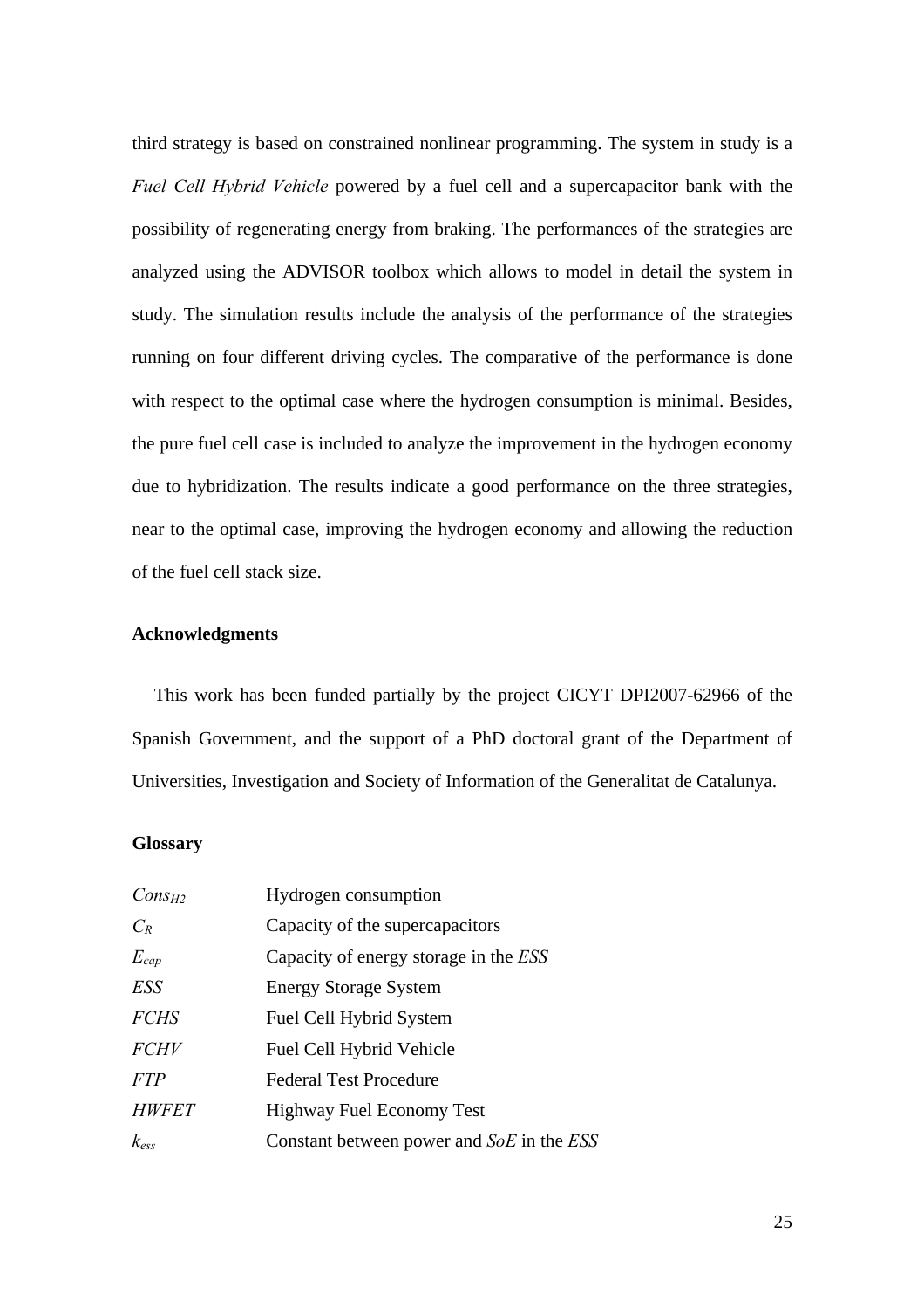third strategy is based on constrained nonlinear programming. The system in study is a *Fuel Cell Hybrid Vehicle* powered by a fuel cell and a supercapacitor bank with the possibility of regenerating energy from braking. The performances of the strategies are analyzed using the ADVISOR toolbox which allows to model in detail the system in study. The simulation results include the analysis of the performance of the strategies running on four different driving cycles. The comparative of the performance is done with respect to the optimal case where the hydrogen consumption is minimal. Besides, the pure fuel cell case is included to analyze the improvement in the hydrogen economy due to hybridization. The results indicate a good performance on the three strategies, near to the optimal case, improving the hydrogen economy and allowing the reduction of the fuel cell stack size.

### Acknowledgments

This work has been funded partially by the project CICYT DPI2007-62966 of the Spanish Government, and the support of a PhD doctoral grant of the Department of Universities, Investigation and Society of Information of the Generalitat de Catalunya.

### Glossary

| | |
|---|---|
| $Cons_{H2}$ | Hydrogen consumption |
| $C_R$ | Capacity of the supercapacitors |
| $E_{cap}$ | Capacity of energy storage in the *ESS* |
| *ESS* | Energy Storage System |
| *FCHS* | Fuel Cell Hybrid System |
| *FCHV* | Fuel Cell Hybrid Vehicle |
| *FTP* | Federal Test Procedure |
| *HWFET* | Highway Fuel Economy Test |
| $k_{ess}$ | Constant between power and *SoE* in the *ESS* |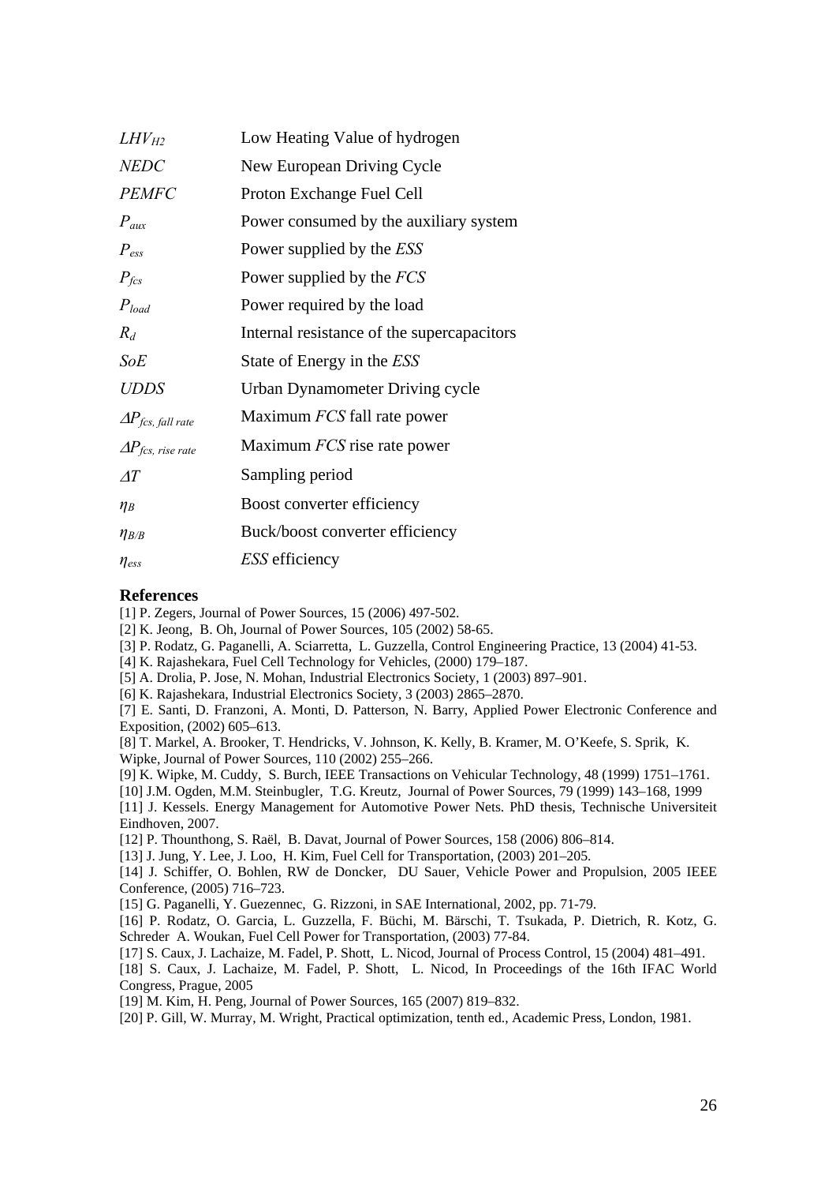| | |
|---|---|
| $LHV_{H2}$ | Low Heating Value of hydrogen |
| *NEDC* | New European Driving Cycle |
| *PEMFC* | Proton Exchange Fuel Cell |
| $P_{aux}$ | Power consumed by the auxiliary system |
| $P_{ess}$ | Power supplied by the *ESS* |
| $P_{fcs}$ | Power supplied by the *FCS* |
| $P_{load}$ | Power required by the load |
| $R_d$ | Internal resistance of the supercapacitors |
| *SoE* | State of Energy in the *ESS* |
| *UDDS* | Urban Dynamometer Driving cycle |
| $\Delta P_{fcs,\ fall\ rate}$ | Maximum *FCS* fall rate power |
| $\Delta P_{fcs,\ rise\ rate}$ | Maximum *FCS* rise rate power |
| $\Delta T$ | Sampling period |
| $\eta_B$ | Boost converter efficiency |
| $\eta_{B/B}$ | Buck/boost converter efficiency |
| $\eta_{ess}$ | *ESS* efficiency |

## References

[1] P. Zegers, Journal of Power Sources, 15 (2006) 497-502.

[2] K. Jeong, B. Oh, Journal of Power Sources, 105 (2002) 58-65.

[3] P. Rodatz, G. Paganelli, A. Sciarretta, L. Guzzella, Control Engineering Practice, 13 (2004) 41-53.

[4] K. Rajashekara, Fuel Cell Technology for Vehicles, (2000) 179–187.

[5] A. Drolia, P. Jose, N. Mohan, Industrial Electronics Society, 1 (2003) 897–901.

[6] K. Rajashekara, Industrial Electronics Society, 3 (2003) 2865–2870.

[7] E. Santi, D. Franzoni, A. Monti, D. Patterson, N. Barry, Applied Power Electronic Conference and Exposition, (2002) 605–613.

[8] T. Markel, A. Brooker, T. Hendricks, V. Johnson, K. Kelly, B. Kramer, M. O'Keefe, S. Sprik, K. Wipke, Journal of Power Sources, 110 (2002) 255–266.

[9] K. Wipke, M. Cuddy, S. Burch, IEEE Transactions on Vehicular Technology, 48 (1999) 1751–1761.

[10] J.M. Ogden, M.M. Steinbugler, T.G. Kreutz, Journal of Power Sources, 79 (1999) 143–168, 1999

[11] J. Kessels. Energy Management for Automotive Power Nets. PhD thesis, Technische Universiteit Eindhoven, 2007.

[12] P. Thounthong, S. Raël, B. Davat, Journal of Power Sources, 158 (2006) 806–814.

[13] J. Jung, Y. Lee, J. Loo, H. Kim, Fuel Cell for Transportation, (2003) 201–205.

[14] J. Schiffer, O. Bohlen, RW de Doncker, DU Sauer, Vehicle Power and Propulsion, 2005 IEEE Conference, (2005) 716–723.

[15] G. Paganelli, Y. Guezennec, G. Rizzoni, in SAE International, 2002, pp. 71-79.

[16] P. Rodatz, O. Garcia, L. Guzzella, F. Büchi, M. Bärschi, T. Tsukada, P. Dietrich, R. Kotz, G. Schreder A. Woukan, Fuel Cell Power for Transportation, (2003) 77-84.

[17] S. Caux, J. Lachaize, M. Fadel, P. Shott, L. Nicod, Journal of Process Control, 15 (2004) 481–491.

[18] S. Caux, J. Lachaize, M. Fadel, P. Shott, L. Nicod, In Proceedings of the 16th IFAC World Congress, Prague, 2005

[19] M. Kim, H. Peng, Journal of Power Sources, 165 (2007) 819–832.

[20] P. Gill, W. Murray, M. Wright, Practical optimization, tenth ed., Academic Press, London, 1981.